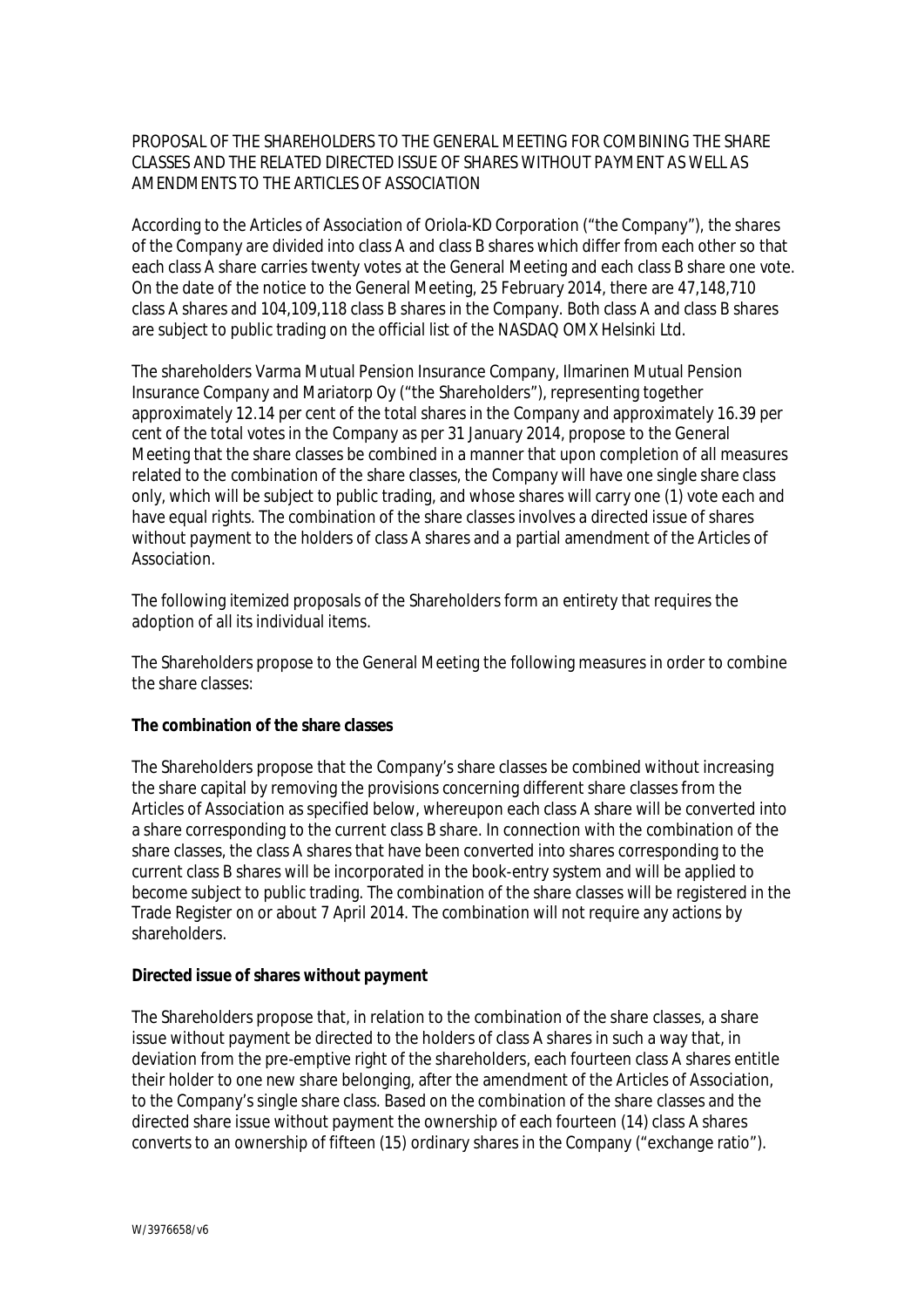PROPOSAL OF THE SHAREHOLDERS TO THE GENERAL MEETING FOR COMBINING THE SHARE CLASSES AND THE RELATED DIRECTED ISSUE OF SHARES WITHOUT PAYMENT AS WELL AS AMENDMENTS TO THE ARTICLES OF ASSOCIATION

According to the Articles of Association of Oriola-KD Corporation ("the Company"), the shares of the Company are divided into class A and class B shares which differ from each other so that each class A share carries twenty votes at the General Meeting and each class B share one vote. On the date of the notice to the General Meeting, 25 February 2014, there are 47,148,710 class A shares and 104,109,118 class B shares in the Company. Both class A and class B shares are subject to public trading on the official list of the NASDAQ OMX Helsinki Ltd.

The shareholders Varma Mutual Pension Insurance Company, Ilmarinen Mutual Pension Insurance Company and Mariatorp Oy ("the Shareholders"), representing together approximately 12.14 per cent of the total shares in the Company and approximately 16.39 per cent of the total votes in the Company as per 31 January 2014, propose to the General Meeting that the share classes be combined in a manner that upon completion of all measures related to the combination of the share classes, the Company will have one single share class only, which will be subject to public trading, and whose shares will carry one (1) vote each and have equal rights. The combination of the share classes involves a directed issue of shares without payment to the holders of class A shares and a partial amendment of the Articles of Association.

The following itemized proposals of the Shareholders form an entirety that requires the adoption of all its individual items.

The Shareholders propose to the General Meeting the following measures in order to combine the share classes:

**The combination of the share classes**

The Shareholders propose that the Company's share classes be combined without increasing the share capital by removing the provisions concerning different share classes from the Articles of Association as specified below, whereupon each class A share will be converted into a share corresponding to the current class B share. In connection with the combination of the share classes, the class A shares that have been converted into shares corresponding to the current class B shares will be incorporated in the book-entry system and will be applied to become subject to public trading. The combination of the share classes will be registered in the Trade Register on or about 7 April 2014. The combination will not require any actions by shareholders.

**Directed issue of shares without payment**

The Shareholders propose that, in relation to the combination of the share classes, a share issue without payment be directed to the holders of class A shares in such a way that, in deviation from the pre-emptive right of the shareholders, each fourteen class A shares entitle their holder to one new share belonging, after the amendment of the Articles of Association, to the Company's single share class. Based on the combination of the share classes and the directed share issue without payment the ownership of each fourteen (14) class A shares converts to an ownership of fifteen (15) ordinary shares in the Company ("exchange ratio").

W/3976658/v6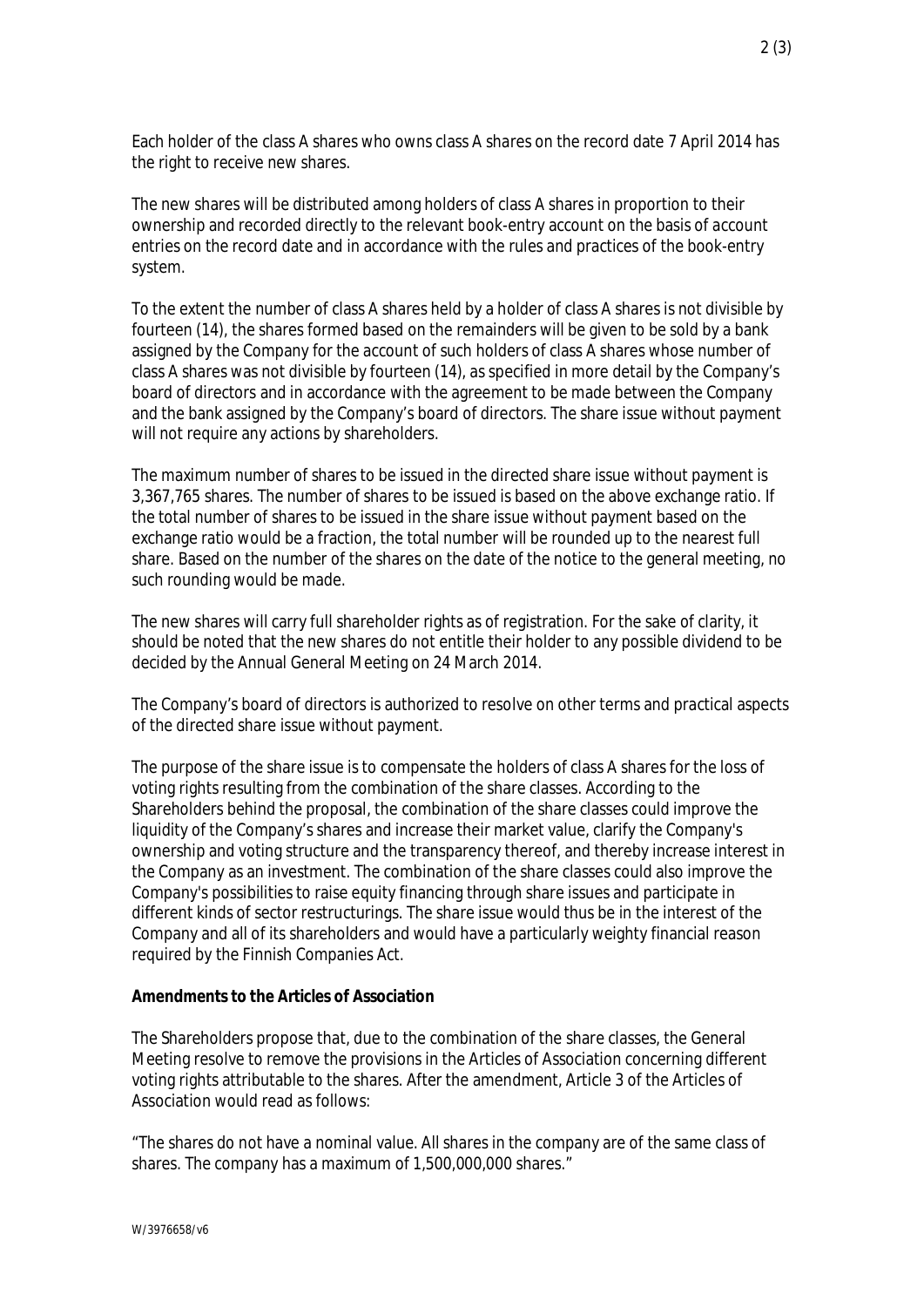Each holder of the class A shares who owns class A shares on the record date 7 April 2014 has the right to receive new shares.

The new shares will be distributed among holders of class A shares in proportion to their ownership and recorded directly to the relevant book-entry account on the basis of account entries on the record date and in accordance with the rules and practices of the book-entry system.

To the extent the number of class A shares held by a holder of class A shares is not divisible by fourteen (14), the shares formed based on the remainders will be given to be sold by a bank assigned by the Company for the account of such holders of class A shares whose number of class A shares was not divisible by fourteen (14), as specified in more detail by the Company's board of directors and in accordance with the agreement to be made between the Company and the bank assigned by the Company's board of directors. The share issue without payment will not require any actions by shareholders.

The maximum number of shares to be issued in the directed share issue without payment is 3,367,765 shares. The number of shares to be issued is based on the above exchange ratio. If the total number of shares to be issued in the share issue without payment based on the exchange ratio would be a fraction, the total number will be rounded up to the nearest full share. Based on the number of the shares on the date of the notice to the general meeting, no such rounding would be made.

The new shares will carry full shareholder rights as of registration. For the sake of clarity, it should be noted that the new shares do not entitle their holder to any possible dividend to be decided by the Annual General Meeting on 24 March 2014.

The Company's board of directors is authorized to resolve on other terms and practical aspects of the directed share issue without payment.

The purpose of the share issue is to compensate the holders of class A shares for the loss of voting rights resulting from the combination of the share classes. According to the Shareholders behind the proposal, the combination of the share classes could improve the liquidity of the Company's shares and increase their market value, clarify the Company's ownership and voting structure and the transparency thereof, and thereby increase interest in the Company as an investment. The combination of the share classes could also improve the Company's possibilities to raise equity financing through share issues and participate in different kinds of sector restructurings. The share issue would thus be in the interest of the Company and all of its shareholders and would have a particularly weighty financial reason required by the Finnish Companies Act.

**Amendments to the Articles of Association**

The Shareholders propose that, due to the combination of the share classes, the General Meeting resolve to remove the provisions in the Articles of Association concerning different voting rights attributable to the shares. After the amendment, Article 3 of the Articles of Association would read as follows:

"The shares do not have a nominal value. All shares in the company are of the same class of shares. The company has a maximum of 1,500,000,000 shares."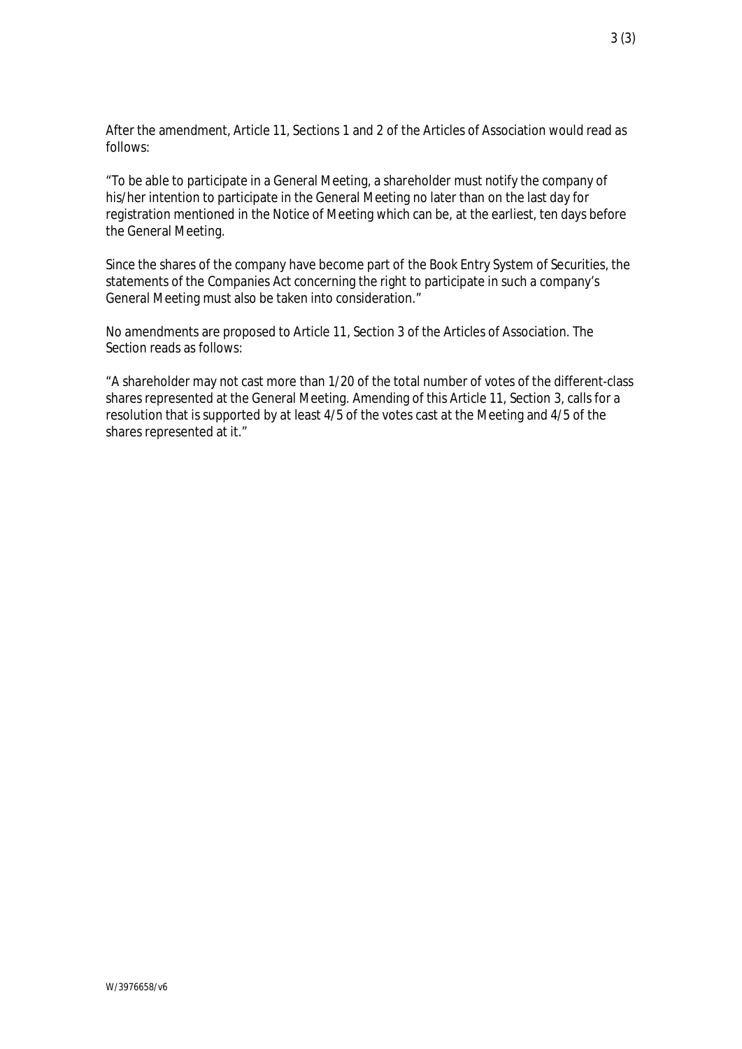After the amendment, Article 11, Sections 1 and 2 of the Articles of Association would read as follows:

"To be able to participate in a General Meeting, a shareholder must notify the company of his/her intention to participate in the General Meeting no later than on the last day for registration mentioned in the Notice of Meeting which can be, at the earliest, ten days before the General Meeting.

Since the shares of the company have become part of the Book Entry System of Securities, the statements of the Companies Act concerning the right to participate in such a company's General Meeting must also be taken into consideration."

No amendments are proposed to Article 11, Section 3 of the Articles of Association. The Section reads as follows:

"A shareholder may not cast more than 1/20 of the total number of votes of the different-class shares represented at the General Meeting. Amending of this Article 11, Section 3, calls for a resolution that is supported by at least 4/5 of the votes cast at the Meeting and 4/5 of the shares represented at it."

W/3976658/v6